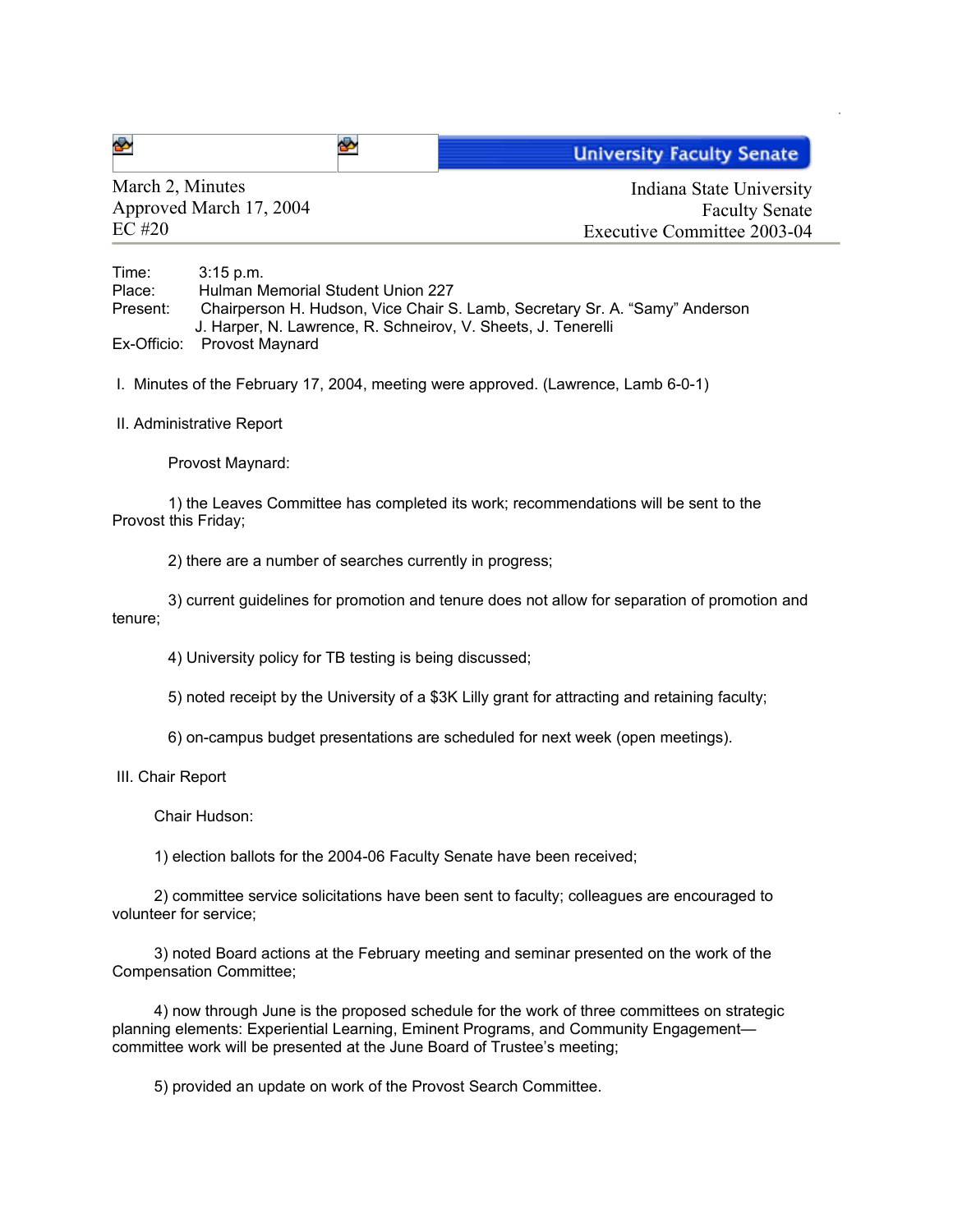University Faculty Senate

March 2, Minutes
Approved March 17, 2004
EC #20

Indiana State University
Faculty Senate
Executive Committee 2003-04

Time: 3:15 p.m.
Place: Hulman Memorial Student Union 227
Present: Chairperson H. Hudson, Vice Chair S. Lamb, Secretary Sr. A. "Samy" Anderson
J. Harper, N. Lawrence, R. Schneirov, V. Sheets, J. Tenerelli
Ex-Officio: Provost Maynard

I. Minutes of the February 17, 2004, meeting were approved. (Lawrence, Lamb 6-0-1)

II. Administrative Report

Provost Maynard:

1) the Leaves Committee has completed its work; recommendations will be sent to the Provost this Friday;

2) there are a number of searches currently in progress;

3) current guidelines for promotion and tenure does not allow for separation of promotion and tenure;

4) University policy for TB testing is being discussed;

5) noted receipt by the University of a $3K Lilly grant for attracting and retaining faculty;

6) on-campus budget presentations are scheduled for next week (open meetings).

III. Chair Report

Chair Hudson:

1) election ballots for the 2004-06 Faculty Senate have been received;

2) committee service solicitations have been sent to faculty; colleagues are encouraged to volunteer for service;

3) noted Board actions at the February meeting and seminar presented on the work of the Compensation Committee;

4) now through June is the proposed schedule for the work of three committees on strategic planning elements: Experiential Learning, Eminent Programs, and Community Engagement—committee work will be presented at the June Board of Trustee's meeting;

5) provided an update on work of the Provost Search Committee.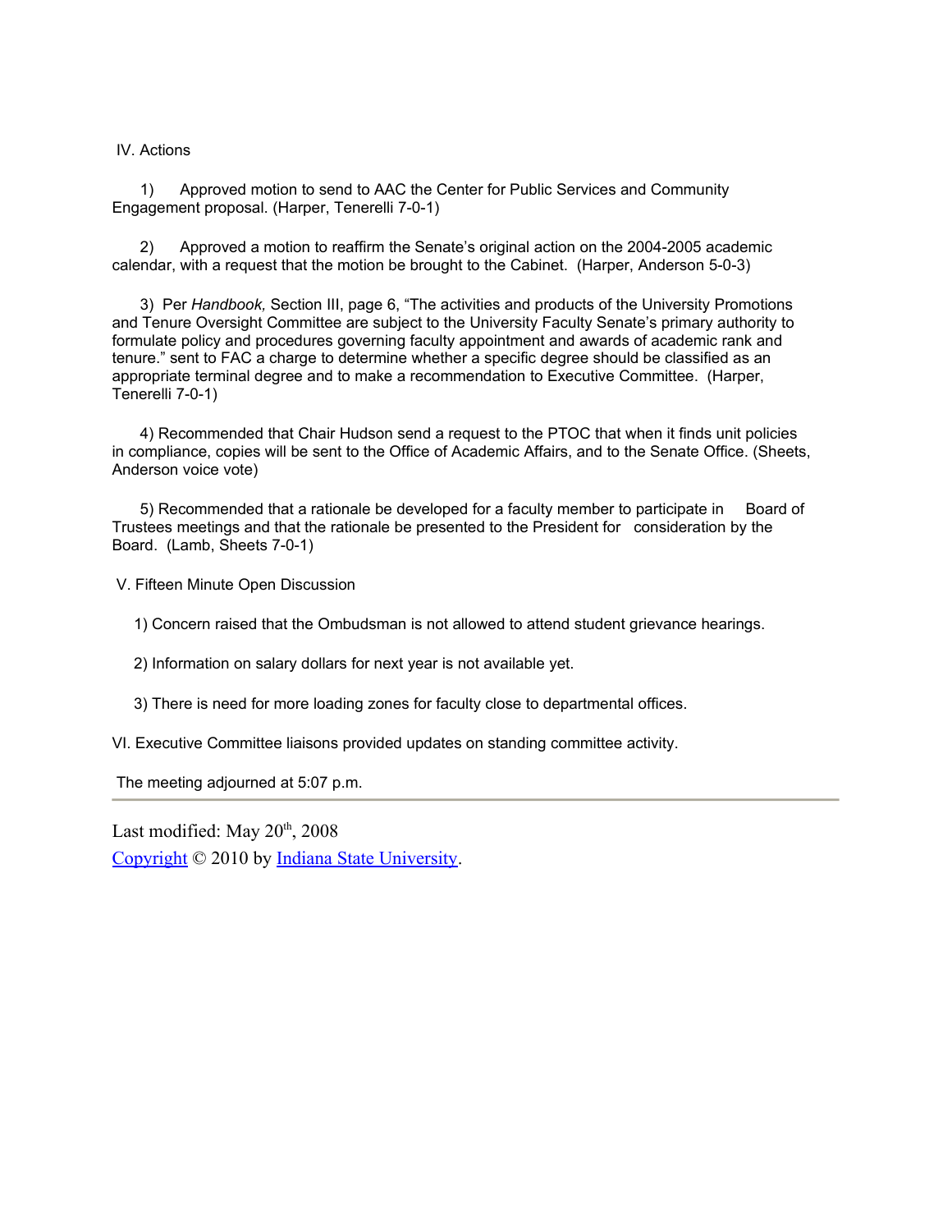IV. Actions

1) Approved motion to send to AAC the Center for Public Services and Community Engagement proposal. (Harper, Tenerelli 7-0-1)

2) Approved a motion to reaffirm the Senate's original action on the 2004-2005 academic calendar, with a request that the motion be brought to the Cabinet. (Harper, Anderson 5-0-3)

3) Per *Handbook,* Section III, page 6, "The activities and products of the University Promotions and Tenure Oversight Committee are subject to the University Faculty Senate's primary authority to formulate policy and procedures governing faculty appointment and awards of academic rank and tenure." sent to FAC a charge to determine whether a specific degree should be classified as an appropriate terminal degree and to make a recommendation to Executive Committee. (Harper, Tenerelli 7-0-1)

4) Recommended that Chair Hudson send a request to the PTOC that when it finds unit policies in compliance, copies will be sent to the Office of Academic Affairs, and to the Senate Office. (Sheets, Anderson voice vote)

5) Recommended that a rationale be developed for a faculty member to participate in Board of Trustees meetings and that the rationale be presented to the President for consideration by the Board. (Lamb, Sheets 7-0-1)

V. Fifteen Minute Open Discussion

1) Concern raised that the Ombudsman is not allowed to attend student grievance hearings.

2) Information on salary dollars for next year is not available yet.

3) There is need for more loading zones for faculty close to departmental offices.

VI. Executive Committee liaisons provided updates on standing committee activity.

The meeting adjourned at 5:07 p.m.

---

Last modified: May 20th, 2008

Copyright © 2010 by Indiana State University.